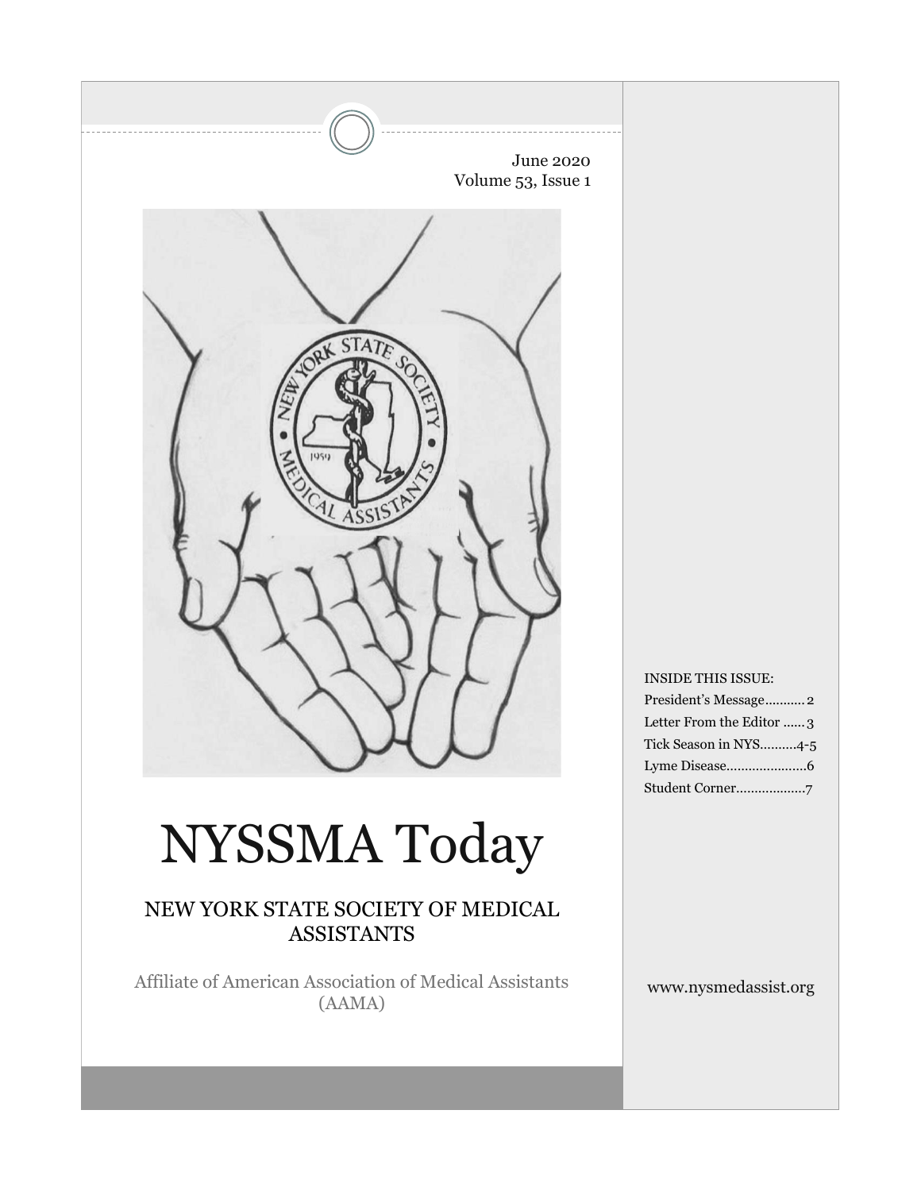June 2020
Volume 53, Issue 1

# NYSSMA Today

## NEW YORK STATE SOCIETY OF MEDICAL ASSISTANTS

Affiliate of American Association of Medical Assistants (AAMA)

INSIDE THIS ISSUE:

- President's Message........... 2
- Letter From the Editor ...... 3
- Tick Season in NYS..........4-5
- Lyme Disease......................6
- Student Corner..................7

www.nysmedassist.org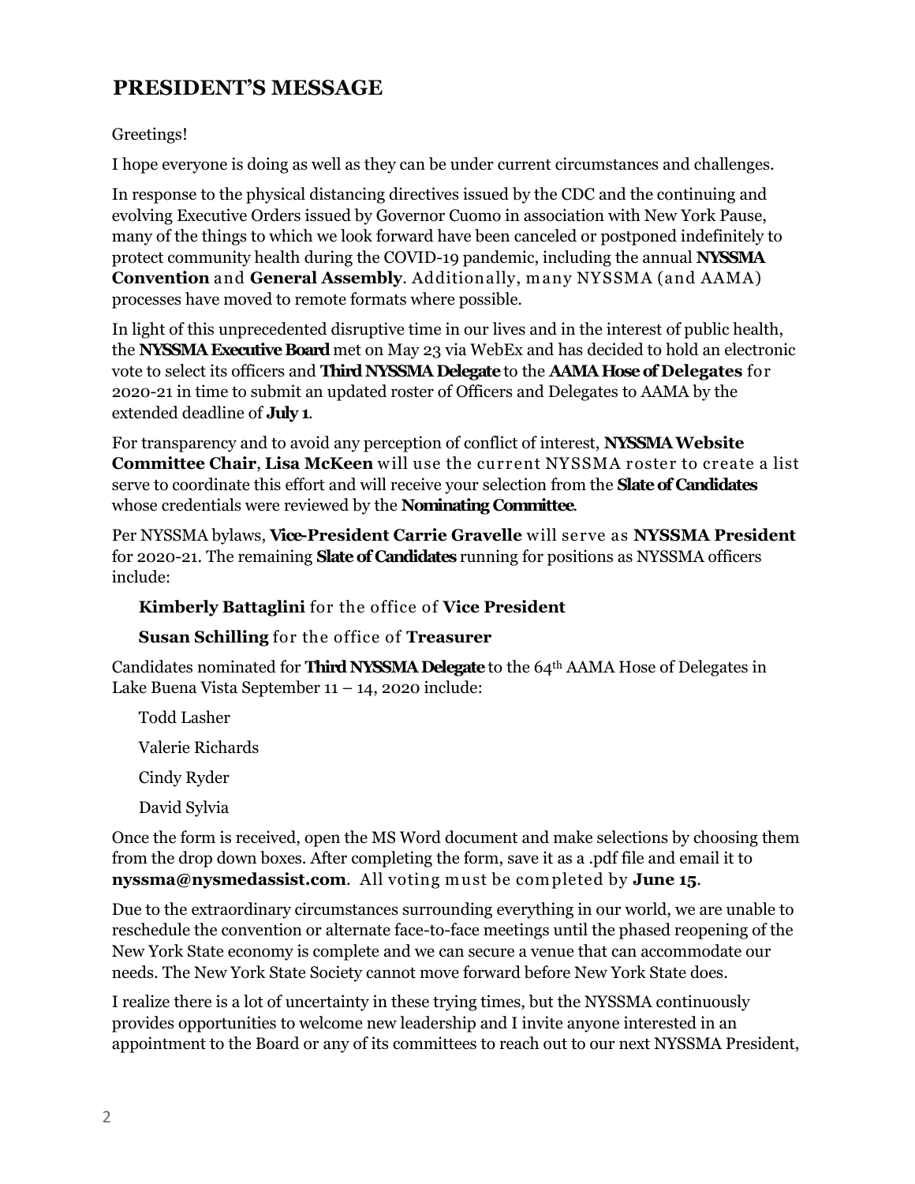## PRESIDENT'S MESSAGE

Greetings!

I hope everyone is doing as well as they can be under current circumstances and challenges.

In response to the physical distancing directives issued by the CDC and the continuing and evolving Executive Orders issued by Governor Cuomo in association with New York Pause, many of the things to which we look forward have been canceled or postponed indefinitely to protect community health during the COVID-19 pandemic, including the annual **NYSSMA Convention** and **General Assembly**. Additionally, many NYSSMA (and AAMA) processes have moved to remote formats where possible.

In light of this unprecedented disruptive time in our lives and in the interest of public health, the **NYSSMA Executive Board** met on May 23 via WebEx and has decided to hold an electronic vote to select its officers and **Third NYSSMA Delegate** to the **AAMA Hose of Delegates** for 2020-21 in time to submit an updated roster of Officers and Delegates to AAMA by the extended deadline of **July 1**.

For transparency and to avoid any perception of conflict of interest, **NYSSMA Website Committee Chair**, **Lisa McKeen** will use the current NYSSMA roster to create a list serve to coordinate this effort and will receive your selection from the **Slate of Candidates** whose credentials were reviewed by the **Nominating Committee**.

Per NYSSMA bylaws, **Vice-President Carrie Gravelle** will serve as **NYSSMA President** for 2020-21. The remaining **Slate of Candidates** running for positions as NYSSMA officers include:

**Kimberly Battaglini** for the office of **Vice President**

**Susan Schilling** for the office of **Treasurer**

Candidates nominated for **Third NYSSMA Delegate** to the 64th AAMA Hose of Delegates in Lake Buena Vista September 11 – 14, 2020 include:

Todd Lasher

Valerie Richards

Cindy Ryder

David Sylvia

Once the form is received, open the MS Word document and make selections by choosing them from the drop down boxes. After completing the form, save it as a .pdf file and email it to **nyssma@nysmedassist.com**. All voting must be completed by **June 15**.

Due to the extraordinary circumstances surrounding everything in our world, we are unable to reschedule the convention or alternate face-to-face meetings until the phased reopening of the New York State economy is complete and we can secure a venue that can accommodate our needs. The New York State Society cannot move forward before New York State does.

I realize there is a lot of uncertainty in these trying times, but the NYSSMA continuously provides opportunities to welcome new leadership and I invite anyone interested in an appointment to the Board or any of its committees to reach out to our next NYSSMA President,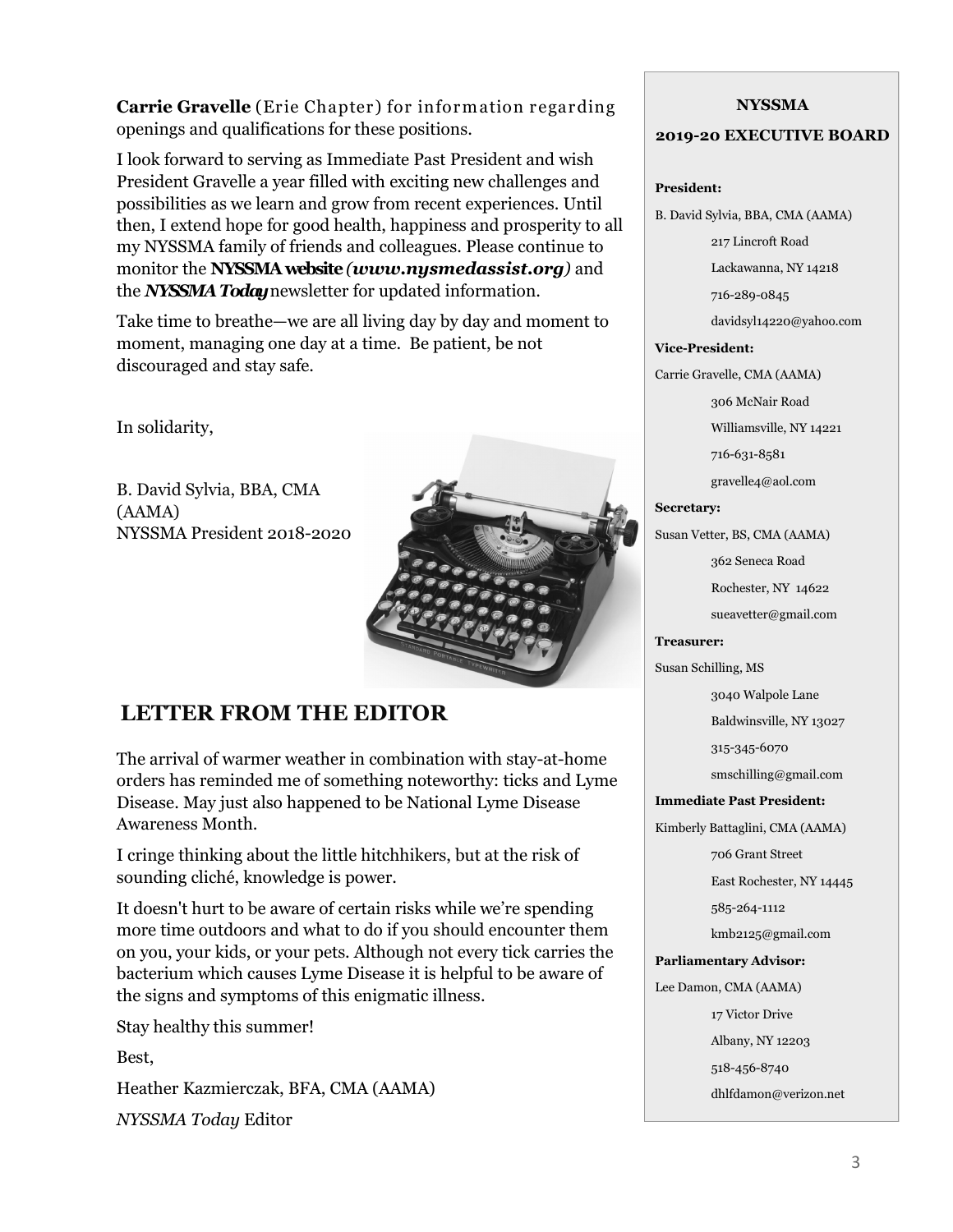**Carrie Gravelle** (Erie Chapter) for information regarding openings and qualifications for these positions.

I look forward to serving as Immediate Past President and wish President Gravelle a year filled with exciting new challenges and possibilities as we learn and grow from recent experiences. Until then, I extend hope for good health, happiness and prosperity to all my NYSSMA family of friends and colleagues. Please continue to monitor the **NYSSMA website** ***(www.nysmedassist.org)*** and the ***NYSSMA Today*** newsletter for updated information.

Take time to breathe—we are all living day by day and moment to moment, managing one day at a time. Be patient, be not discouraged and stay safe.

In solidarity,

B. David Sylvia, BBA, CMA (AAMA)
NYSSMA President 2018-2020

## LETTER FROM THE EDITOR

The arrival of warmer weather in combination with stay-at-home orders has reminded me of something noteworthy: ticks and Lyme Disease. May just also happened to be National Lyme Disease Awareness Month.

I cringe thinking about the little hitchhikers, but at the risk of sounding cliché, knowledge is power.

It doesn't hurt to be aware of certain risks while we're spending more time outdoors and what to do if you should encounter them on you, your kids, or your pets. Although not every tick carries the bacterium which causes Lyme Disease it is helpful to be aware of the signs and symptoms of this enigmatic illness.

Stay healthy this summer!

Best,

Heather Kazmierczak, BFA, CMA (AAMA)

*NYSSMA Today* Editor

**NYSSMA**

**2019-20 EXECUTIVE BOARD**

**President:**

B. David Sylvia, BBA, CMA (AAMA)
217 Lincroft Road
Lackawanna, NY 14218
716-289-0845
davidsyl14220@yahoo.com

**Vice-President:**

Carrie Gravelle, CMA (AAMA)
306 McNair Road
Williamsville, NY 14221
716-631-8581
gravelle4@aol.com

**Secretary:**

Susan Vetter, BS, CMA (AAMA)
362 Seneca Road
Rochester, NY 14622
sueavetter@gmail.com

**Treasurer:**

Susan Schilling, MS
3040 Walpole Lane
Baldwinsville, NY 13027
315-345-6070
smschilling@gmail.com

**Immediate Past President:**

Kimberly Battaglini, CMA (AAMA)
706 Grant Street
East Rochester, NY 14445
585-264-1112
kmb2125@gmail.com

**Parliamentary Advisor:**

Lee Damon, CMA (AAMA)
17 Victor Drive
Albany, NY 12203
518-456-8740
dhlfdamon@verizon.net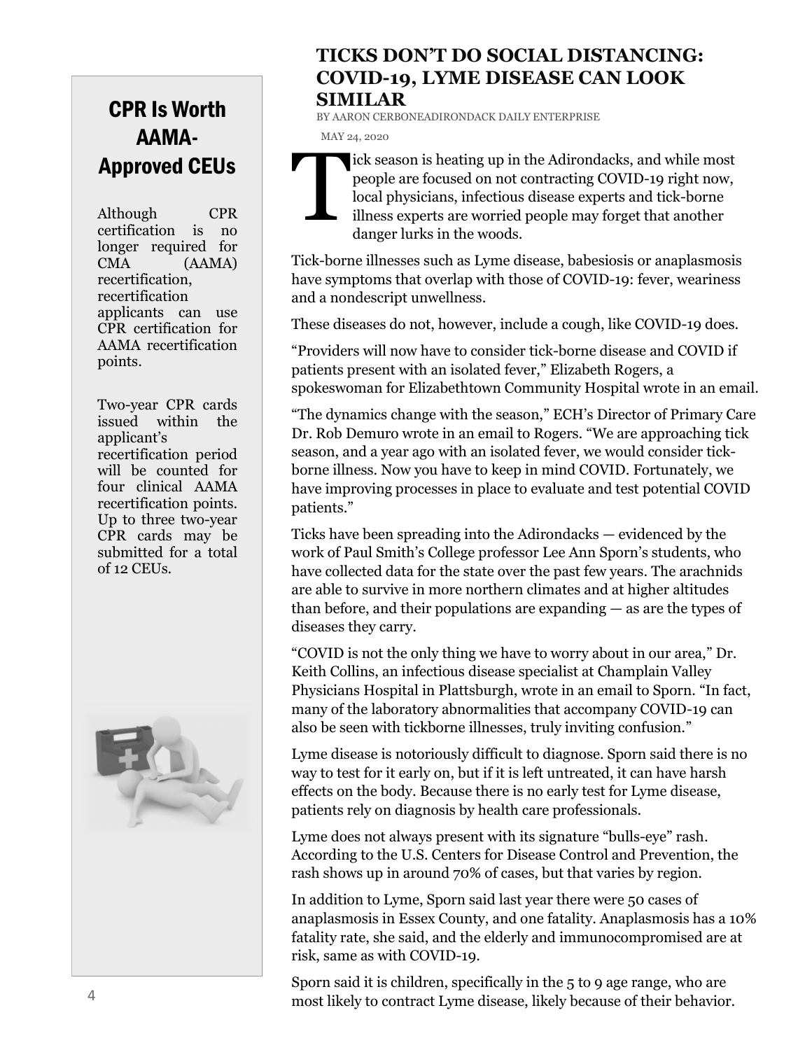## CPR Is Worth AAMA-Approved CEUs

Although CPR certification is no longer required for CMA (AAMA) recertification, recertification applicants can use CPR certification for AAMA recertification points.

Two-year CPR cards issued within the applicant's recertification period will be counted for four clinical AAMA recertification points. Up to three two-year CPR cards may be submitted for a total of 12 CEUs.

## TICKS DON'T DO SOCIAL DISTANCING: COVID-19, LYME DISEASE CAN LOOK SIMILAR

BY AARON CERBONEADIRONDACK DAILY ENTERPRISE

MAY 24, 2020

Tick season is heating up in the Adirondacks, and while most people are focused on not contracting COVID-19 right now, local physicians, infectious disease experts and tick-borne illness experts are worried people may forget that another danger lurks in the woods.

Tick-borne illnesses such as Lyme disease, babesiosis or anaplasmosis have symptoms that overlap with those of COVID-19: fever, weariness and a nondescript unwellness.

These diseases do not, however, include a cough, like COVID-19 does.

"Providers will now have to consider tick-borne disease and COVID if patients present with an isolated fever," Elizabeth Rogers, a spokeswoman for Elizabethtown Community Hospital wrote in an email.

"The dynamics change with the season," ECH's Director of Primary Care Dr. Rob Demuro wrote in an email to Rogers. "We are approaching tick season, and a year ago with an isolated fever, we would consider tick-borne illness. Now you have to keep in mind COVID. Fortunately, we have improving processes in place to evaluate and test potential COVID patients."

Ticks have been spreading into the Adirondacks — evidenced by the work of Paul Smith's College professor Lee Ann Sporn's students, who have collected data for the state over the past few years. The arachnids are able to survive in more northern climates and at higher altitudes than before, and their populations are expanding — as are the types of diseases they carry.

"COVID is not the only thing we have to worry about in our area," Dr. Keith Collins, an infectious disease specialist at Champlain Valley Physicians Hospital in Plattsburgh, wrote in an email to Sporn. "In fact, many of the laboratory abnormalities that accompany COVID-19 can also be seen with tickborne illnesses, truly inviting confusion."

Lyme disease is notoriously difficult to diagnose. Sporn said there is no way to test for it early on, but if it is left untreated, it can have harsh effects on the body. Because there is no early test for Lyme disease, patients rely on diagnosis by health care professionals.

Lyme does not always present with its signature "bulls-eye" rash. According to the U.S. Centers for Disease Control and Prevention, the rash shows up in around 70% of cases, but that varies by region.

In addition to Lyme, Sporn said last year there were 50 cases of anaplasmosis in Essex County, and one fatality. Anaplasmosis has a 10% fatality rate, she said, and the elderly and immunocompromised are at risk, same as with COVID-19.

Sporn said it is children, specifically in the 5 to 9 age range, who are most likely to contract Lyme disease, likely because of their behavior.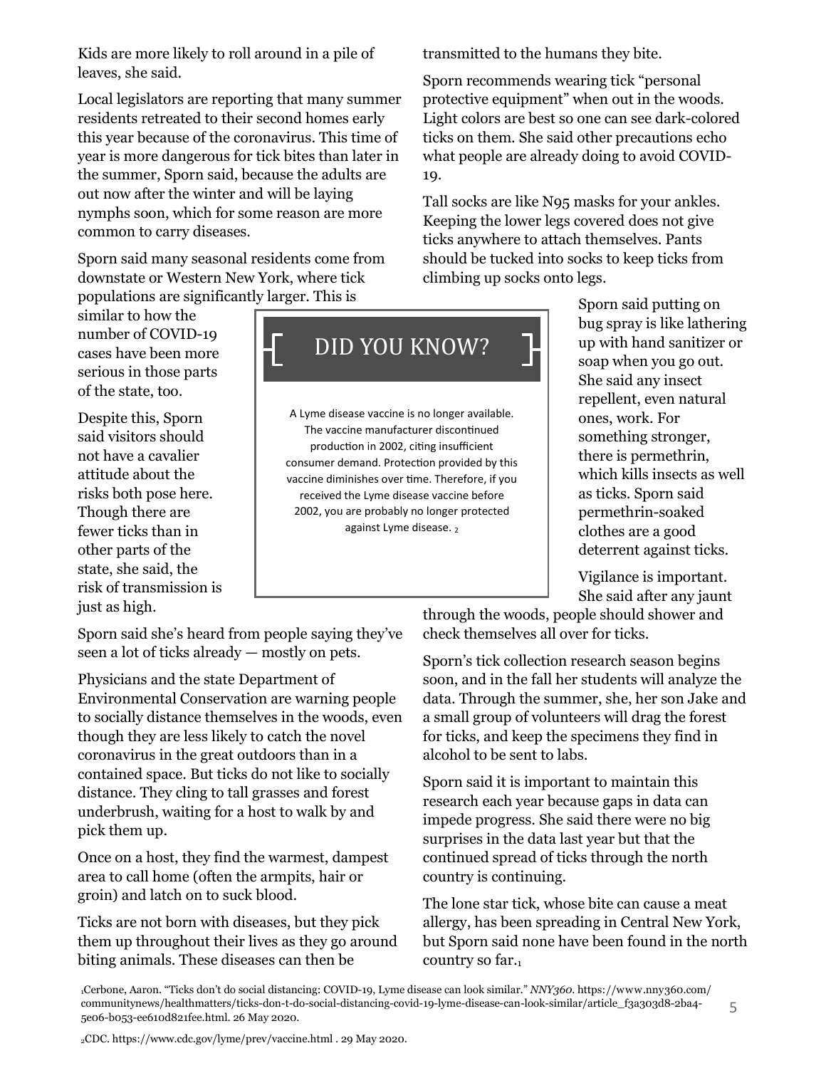Kids are more likely to roll around in a pile of leaves, she said.

Local legislators are reporting that many summer residents retreated to their second homes early this year because of the coronavirus. This time of year is more dangerous for tick bites than later in the summer, Sporn said, because the adults are out now after the winter and will be laying nymphs soon, which for some reason are more common to carry diseases.

Sporn said many seasonal residents come from downstate or Western New York, where tick populations are significantly larger. This is similar to how the number of COVID-19 cases have been more serious in those parts of the state, too.

Despite this, Sporn said visitors should not have a cavalier attitude about the risks both pose here. Though there are fewer ticks than in other parts of the state, she said, the risk of transmission is just as high.

> **DID YOU KNOW?**
>
> A Lyme disease vaccine is no longer available. The vaccine manufacturer discontinued production in 2002, citing insufficient consumer demand. Protection provided by this vaccine diminishes over time. Therefore, if you received the Lyme disease vaccine before 2002, you are probably no longer protected against Lyme disease. [2]

Sporn said she's heard from people saying they've seen a lot of ticks already — mostly on pets.

Physicians and the state Department of Environmental Conservation are warning people to socially distance themselves in the woods, even though they are less likely to catch the novel coronavirus in the great outdoors than in a contained space. But ticks do not like to socially distance. They cling to tall grasses and forest underbrush, waiting for a host to walk by and pick them up.

Once on a host, they find the warmest, dampest area to call home (often the armpits, hair or groin) and latch on to suck blood.

Ticks are not born with diseases, but they pick them up throughout their lives as they go around biting animals. These diseases can then be transmitted to the humans they bite.

Sporn recommends wearing tick "personal protective equipment" when out in the woods. Light colors are best so one can see dark-colored ticks on them. She said other precautions echo what people are already doing to avoid COVID-19.

Tall socks are like N95 masks for your ankles. Keeping the lower legs covered does not give ticks anywhere to attach themselves. Pants should be tucked into socks to keep ticks from climbing up socks onto legs.

Sporn said putting on bug spray is like lathering up with hand sanitizer or soap when you go out. She said any insect repellent, even natural ones, work. For something stronger, there is permethrin, which kills insects as well as ticks. Sporn said permethrin-soaked clothes are a good deterrent against ticks.

Vigilance is important. She said after any jaunt through the woods, people should shower and check themselves all over for ticks.

Sporn's tick collection research season begins soon, and in the fall her students will analyze the data. Through the summer, she, her son Jake and a small group of volunteers will drag the forest for ticks, and keep the specimens they find in alcohol to be sent to labs.

Sporn said it is important to maintain this research each year because gaps in data can impede progress. She said there were no big surprises in the data last year but that the continued spread of ticks through the north country is continuing.

The lone star tick, whose bite can cause a meat allergy, has been spreading in Central New York, but Sporn said none have been found in the north country so far.[1]

[1]Cerbone, Aaron. "Ticks don't do social distancing: COVID-19, Lyme disease can look similar." *NNY360*. https://www.nny360.com/communitynews/healthmatters/ticks-don-t-do-social-distancing-covid-19-lyme-disease-can-look-similar/article_f3a303d8-2ba4-5e06-b053-ee610d821fee.html. 26 May 2020.

[2]CDC. https://www.cdc.gov/lyme/prev/vaccine.html . 29 May 2020.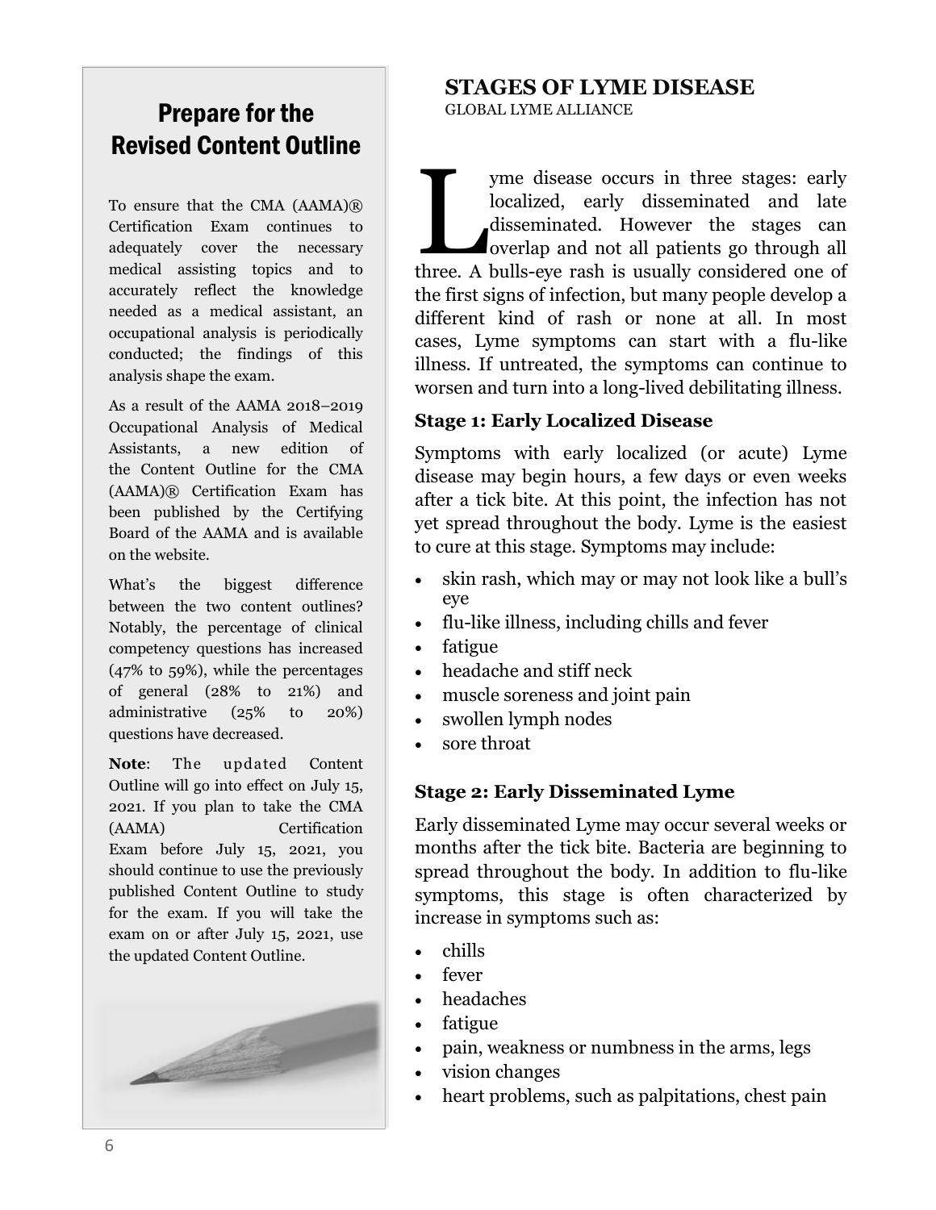## Prepare for the Revised Content Outline

To ensure that the CMA (AAMA)® Certification Exam continues to adequately cover the necessary medical assisting topics and to accurately reflect the knowledge needed as a medical assistant, an occupational analysis is periodically conducted; the findings of this analysis shape the exam.

As a result of the AAMA 2018–2019 Occupational Analysis of Medical Assistants, a new edition of the Content Outline for the CMA (AAMA)® Certification Exam has been published by the Certifying Board of the AAMA and is available on the website.

What's the biggest difference between the two content outlines? Notably, the percentage of clinical competency questions has increased (47% to 59%), while the percentages of general (28% to 21%) and administrative (25% to 20%) questions have decreased.

**Note**: The updated Content Outline will go into effect on July 15, 2021. If you plan to take the CMA (AAMA) Certification Exam before July 15, 2021, you should continue to use the previously published Content Outline to study for the exam. If you will take the exam on or after July 15, 2021, use the updated Content Outline.

## STAGES OF LYME DISEASE

GLOBAL LYME ALLIANCE

Lyme disease occurs in three stages: early localized, early disseminated and late disseminated. However the stages can overlap and not all patients go through all three. A bulls-eye rash is usually considered one of the first signs of infection, but many people develop a different kind of rash or none at all. In most cases, Lyme symptoms can start with a flu-like illness. If untreated, the symptoms can continue to worsen and turn into a long-lived debilitating illness.

### Stage 1: Early Localized Disease

Symptoms with early localized (or acute) Lyme disease may begin hours, a few days or even weeks after a tick bite. At this point, the infection has not yet spread throughout the body. Lyme is the easiest to cure at this stage. Symptoms may include:

- skin rash, which may or may not look like a bull's eye
- flu-like illness, including chills and fever
- fatigue
- headache and stiff neck
- muscle soreness and joint pain
- swollen lymph nodes
- sore throat

### Stage 2: Early Disseminated Lyme

Early disseminated Lyme may occur several weeks or months after the tick bite. Bacteria are beginning to spread throughout the body. In addition to flu-like symptoms, this stage is often characterized by increase in symptoms such as:

- chills
- fever
- headaches
- fatigue
- pain, weakness or numbness in the arms, legs
- vision changes
- heart problems, such as palpitations, chest pain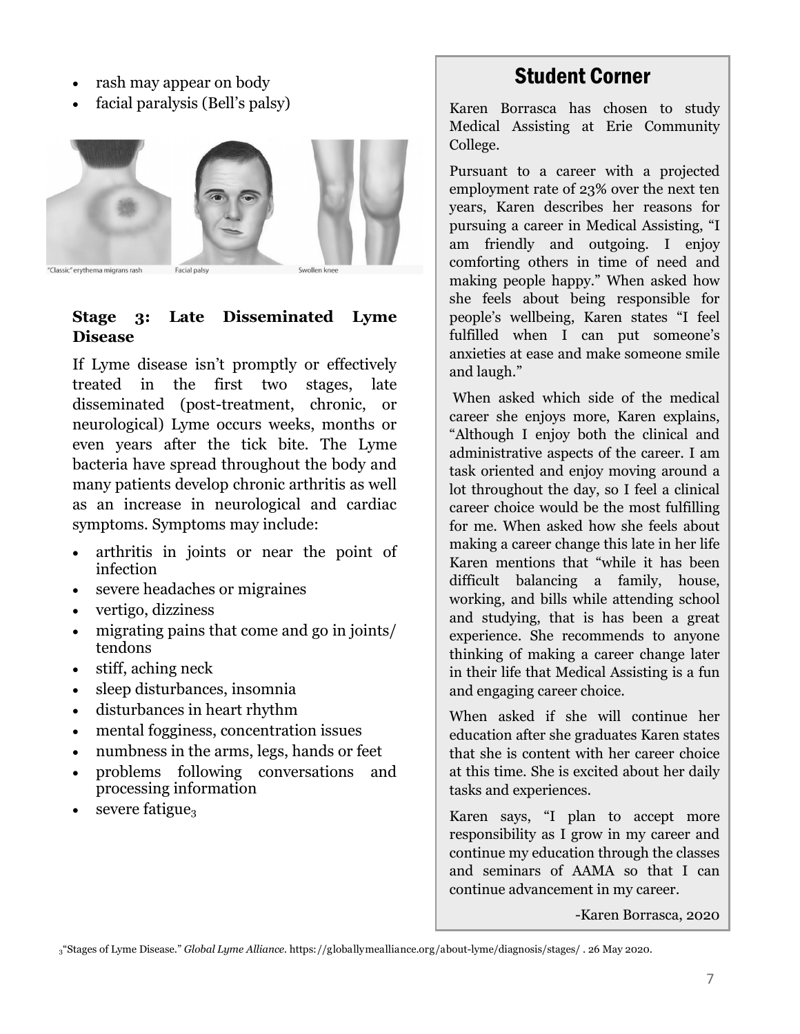- rash may appear on body
- facial paralysis (Bell's palsy)

"Classic" erythema migrans rash    Facial palsy    Swollen knee

**Stage 3: Late Disseminated Lyme Disease**

If Lyme disease isn't promptly or effectively treated in the first two stages, late disseminated (post-treatment, chronic, or neurological) Lyme occurs weeks, months or even years after the tick bite. The Lyme bacteria have spread throughout the body and many patients develop chronic arthritis as well as an increase in neurological and cardiac symptoms. Symptoms may include:

- arthritis in joints or near the point of infection
- severe headaches or migraines
- vertigo, dizziness
- migrating pains that come and go in joints/ tendons
- stiff, aching neck
- sleep disturbances, insomnia
- disturbances in heart rhythm
- mental fogginess, concentration issues
- numbness in the arms, legs, hands or feet
- problems following conversations and processing information
- severe fatigue[3]

## Student Corner

Karen Borrasca has chosen to study Medical Assisting at Erie Community College.

Pursuant to a career with a projected employment rate of 23% over the next ten years, Karen describes her reasons for pursuing a career in Medical Assisting, "I am friendly and outgoing. I enjoy comforting others in time of need and making people happy." When asked how she feels about being responsible for people's wellbeing, Karen states "I feel fulfilled when I can put someone's anxieties at ease and make someone smile and laugh."

When asked which side of the medical career she enjoys more, Karen explains, "Although I enjoy both the clinical and administrative aspects of the career. I am task oriented and enjoy moving around a lot throughout the day, so I feel a clinical career choice would be the most fulfilling for me. When asked how she feels about making a career change this late in her life Karen mentions that "while it has been difficult balancing a family, house, working, and bills while attending school and studying, that is has been a great experience. She recommends to anyone thinking of making a career change later in their life that Medical Assisting is a fun and engaging career choice.

When asked if she will continue her education after she graduates Karen states that she is content with her career choice at this time. She is excited about her daily tasks and experiences.

Karen says, "I plan to accept more responsibility as I grow in my career and continue my education through the classes and seminars of AAMA so that I can continue advancement in my career.

-Karen Borrasca, 2020

[3]"Stages of Lyme Disease." *Global Lyme Alliance*. https://globallymealliance.org/about-lyme/diagnosis/stages/ . 26 May 2020.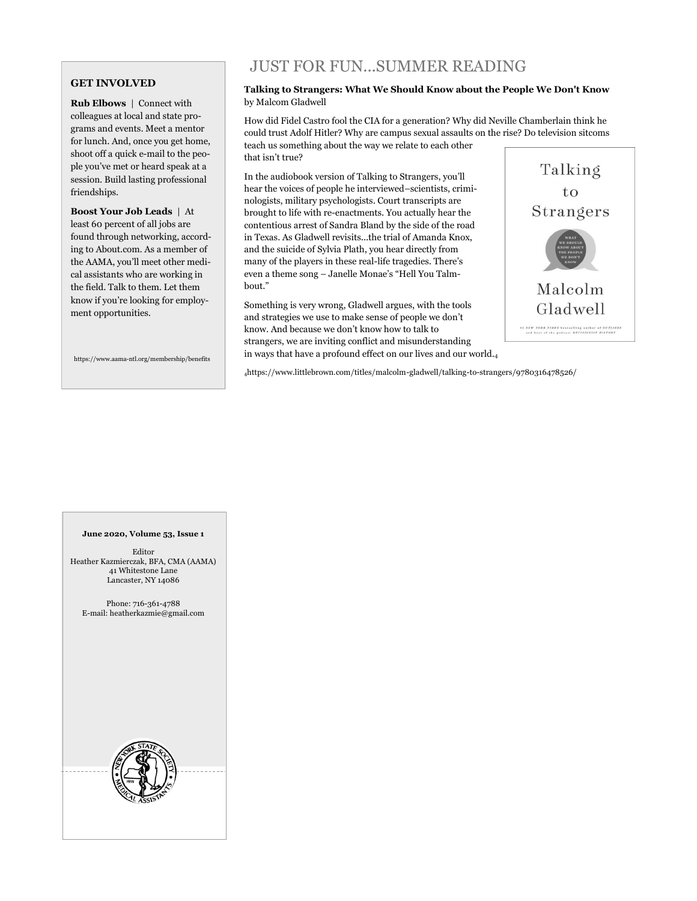## GET INVOLVED

**Rub Elbows** | Connect with colleagues at local and state programs and events. Meet a mentor for lunch. And, once you get home, shoot off a quick e-mail to the people you've met or heard speak at a session. Build lasting professional friendships.

**Boost Your Job Leads** | At least 60 percent of all jobs are found through networking, according to About.com. As a member of the AAMA, you'll meet other medical assistants who are working in the field. Talk to them. Let them know if you're looking for employment opportunities.

https://www.aama-ntl.org/membership/benefits

# JUST FOR FUN...SUMMER READING

**Talking to Strangers: What We Should Know about the People We Don't Know**
by Malcom Gladwell

How did Fidel Castro fool the CIA for a generation? Why did Neville Chamberlain think he could trust Adolf Hitler? Why are campus sexual assaults on the rise? Do television sitcoms teach us something about the way we relate to each other that isn't true?

In the audiobook version of Talking to Strangers, you'll hear the voices of people he interviewed–scientists, criminologists, military psychologists. Court transcripts are brought to life with re-enactments. You actually hear the contentious arrest of Sandra Bland by the side of the road in Texas. As Gladwell revisits...the trial of Amanda Knox, and the suicide of Sylvia Plath, you hear directly from many of the players in these real-life tragedies. There's even a theme song – Janelle Monae's "Hell You Talmbout."

Something is very wrong, Gladwell argues, with the tools and strategies we use to make sense of people we don't know. And because we don't know how to talk to strangers, we are inviting conflict and misunderstanding in ways that have a profound effect on our lives and our world.[4]

[4]https://www.littlebrown.com/titles/malcolm-gladwell/talking-to-strangers/9780316478526/

**June 2020, Volume 53, Issue 1**

Editor
Heather Kazmierczak, BFA, CMA (AAMA)
41 Whitestone Lane
Lancaster, NY 14086

Phone: 716-361-4788
E-mail: heatherkazmie@gmail.com